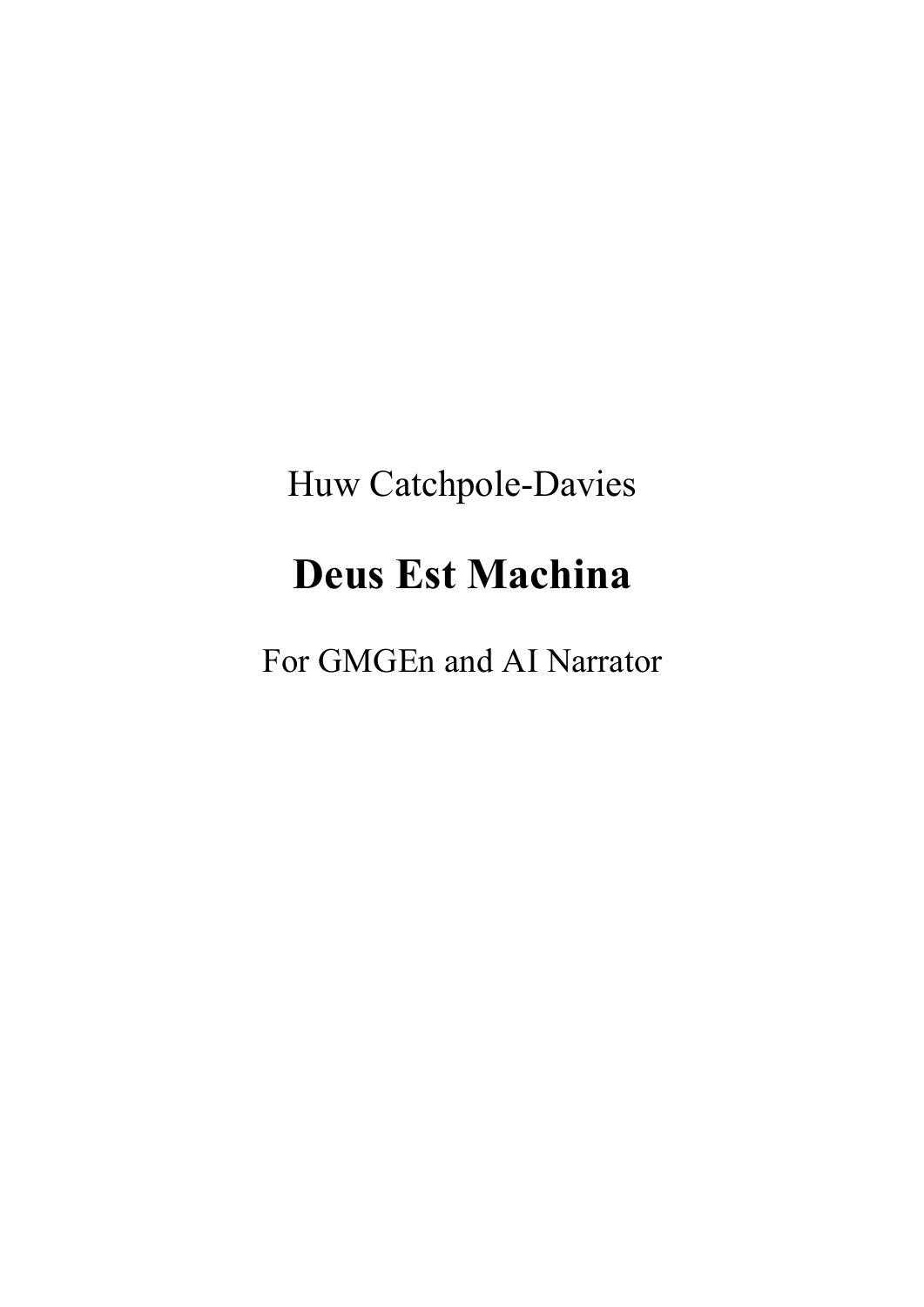Huw Catchpole-Davies

# Deus Est Machina

For GMGEn and AI Narrator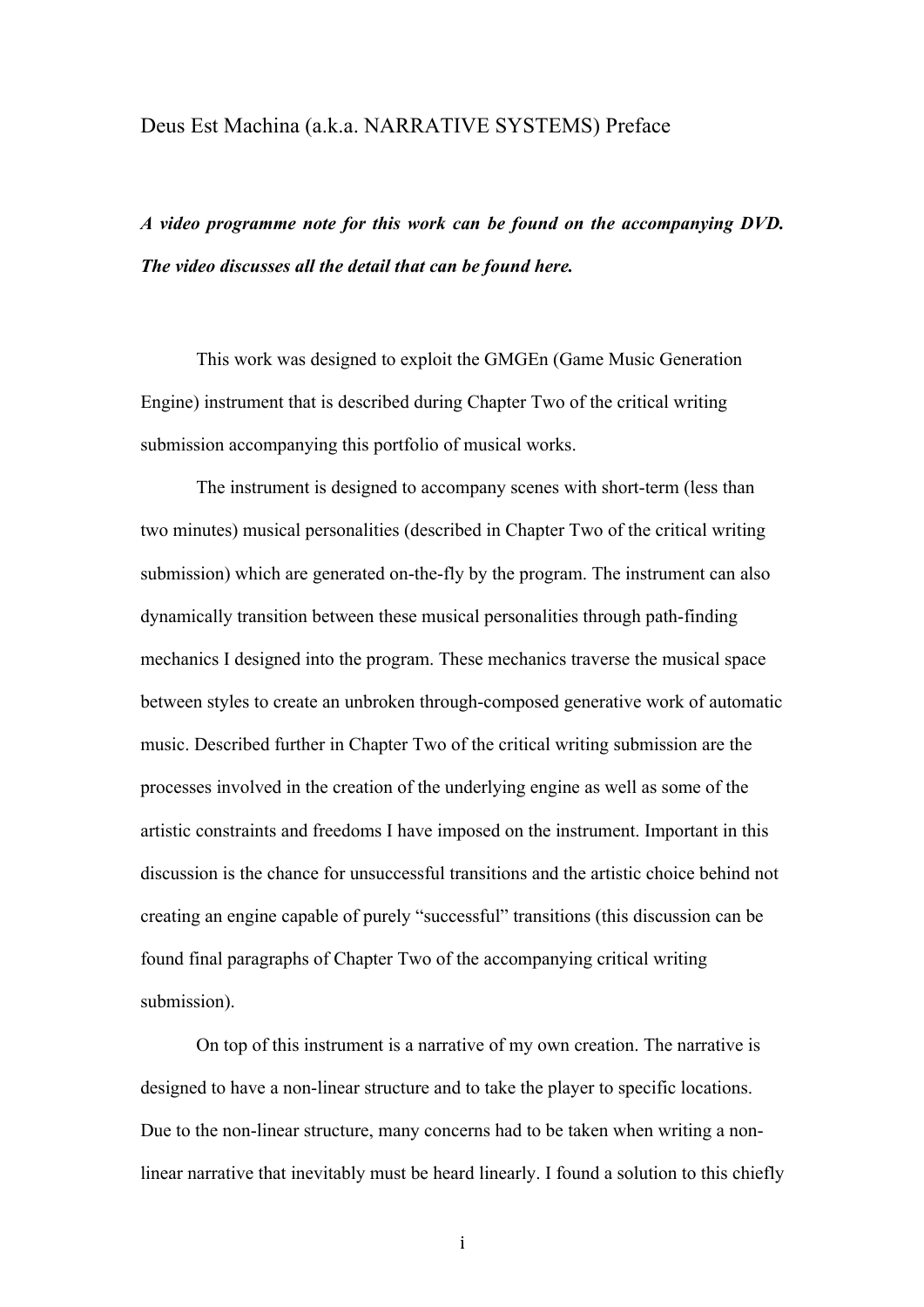# Deus Est Machina (a.k.a. NARRATIVE SYSTEMS) Preface

***A video programme note for this work can be found on the accompanying DVD. The video discusses all the detail that can be found here.***

This work was designed to exploit the GMGEn (Game Music Generation Engine) instrument that is described during Chapter Two of the critical writing submission accompanying this portfolio of musical works.

The instrument is designed to accompany scenes with short-term (less than two minutes) musical personalities (described in Chapter Two of the critical writing submission) which are generated on-the-fly by the program. The instrument can also dynamically transition between these musical personalities through path-finding mechanics I designed into the program. These mechanics traverse the musical space between styles to create an unbroken through-composed generative work of automatic music. Described further in Chapter Two of the critical writing submission are the processes involved in the creation of the underlying engine as well as some of the artistic constraints and freedoms I have imposed on the instrument. Important in this discussion is the chance for unsuccessful transitions and the artistic choice behind not creating an engine capable of purely "successful" transitions (this discussion can be found final paragraphs of Chapter Two of the accompanying critical writing submission).

On top of this instrument is a narrative of my own creation. The narrative is designed to have a non-linear structure and to take the player to specific locations. Due to the non-linear structure, many concerns had to be taken when writing a non-linear narrative that inevitably must be heard linearly. I found a solution to this chiefly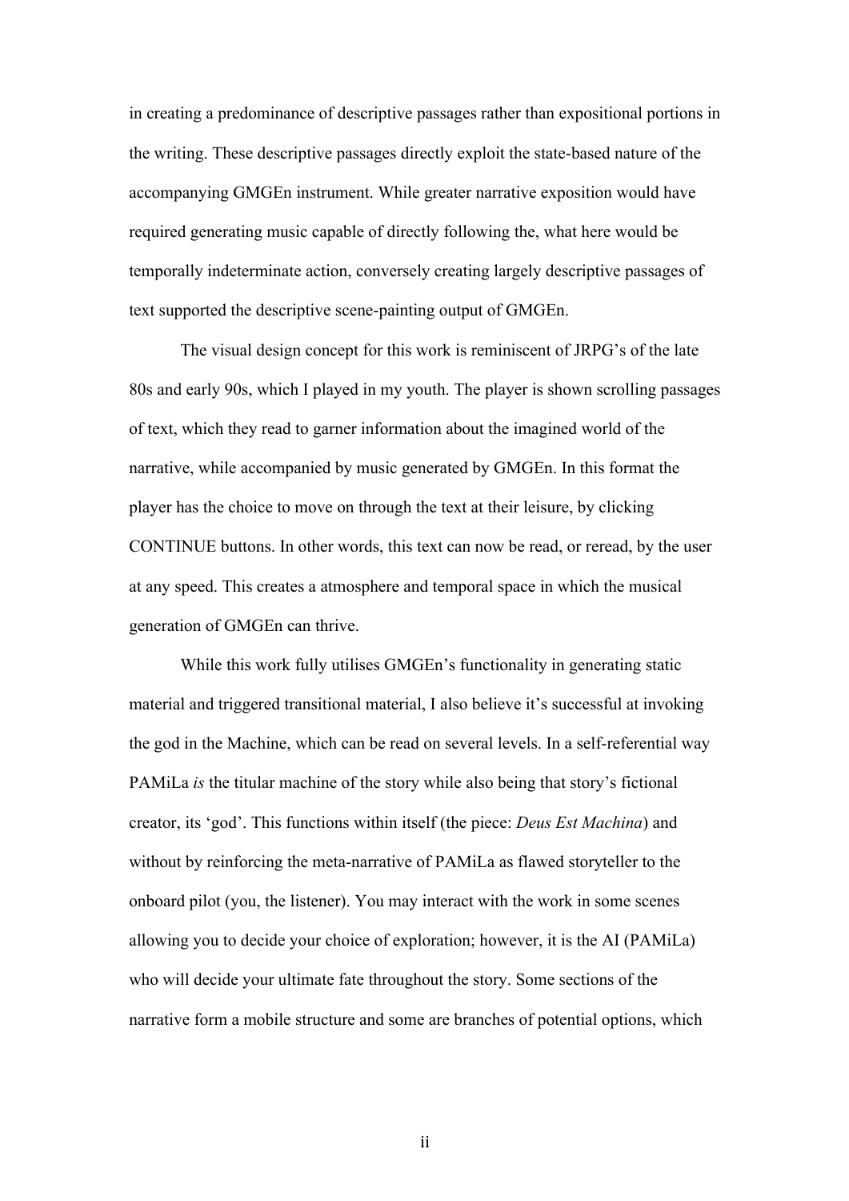in creating a predominance of descriptive passages rather than expositional portions in the writing. These descriptive passages directly exploit the state-based nature of the accompanying GMGEn instrument. While greater narrative exposition would have required generating music capable of directly following the, what here would be temporally indeterminate action, conversely creating largely descriptive passages of text supported the descriptive scene-painting output of GMGEn.

The visual design concept for this work is reminiscent of JRPG's of the late 80s and early 90s, which I played in my youth. The player is shown scrolling passages of text, which they read to garner information about the imagined world of the narrative, while accompanied by music generated by GMGEn. In this format the player has the choice to move on through the text at their leisure, by clicking CONTINUE buttons. In other words, this text can now be read, or reread, by the user at any speed. This creates a atmosphere and temporal space in which the musical generation of GMGEn can thrive.

While this work fully utilises GMGEn's functionality in generating static material and triggered transitional material, I also believe it's successful at invoking the god in the Machine, which can be read on several levels. In a self-referential way PAMiLa *is* the titular machine of the story while also being that story's fictional creator, its 'god'. This functions within itself (the piece: *Deus Est Machina*) and without by reinforcing the meta-narrative of PAMiLa as flawed storyteller to the onboard pilot (you, the listener). You may interact with the work in some scenes allowing you to decide your choice of exploration; however, it is the AI (PAMiLa) who will decide your ultimate fate throughout the story. Some sections of the narrative form a mobile structure and some are branches of potential options, which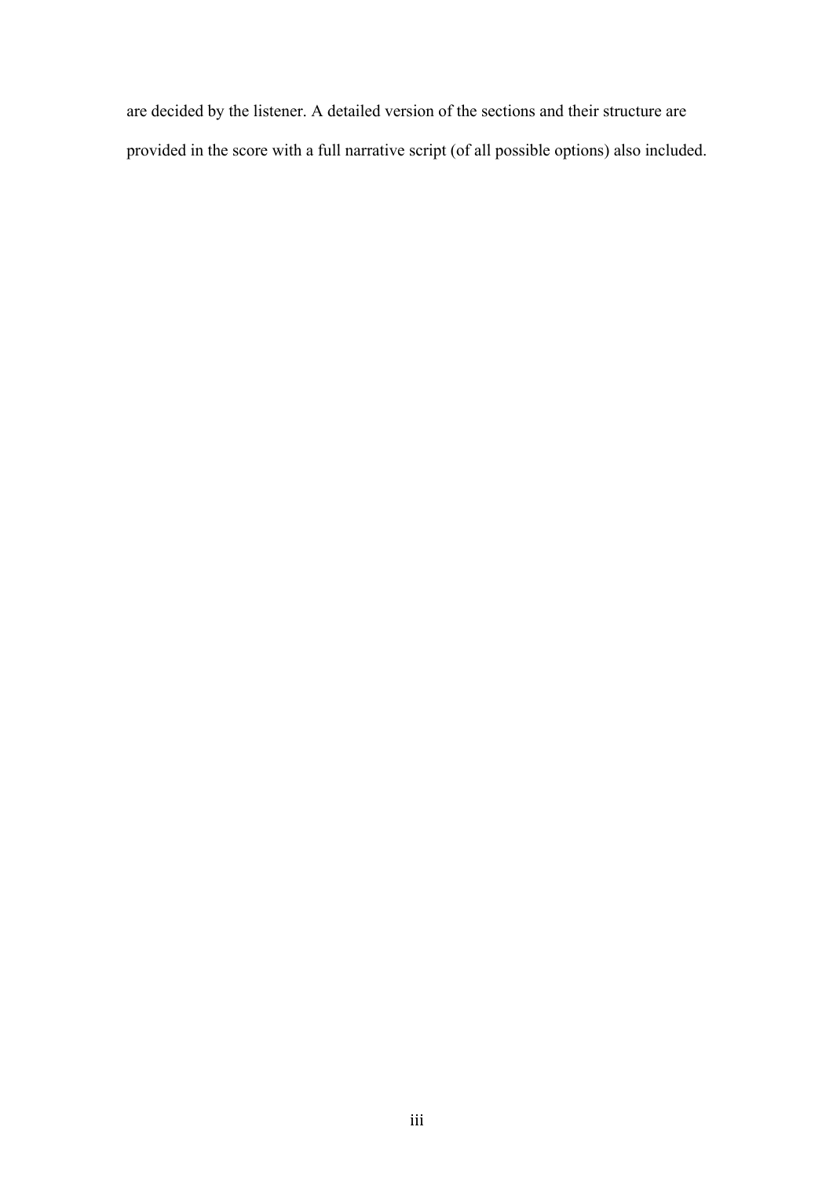are decided by the listener. A detailed version of the sections and their structure are provided in the score with a full narrative script (of all possible options) also included.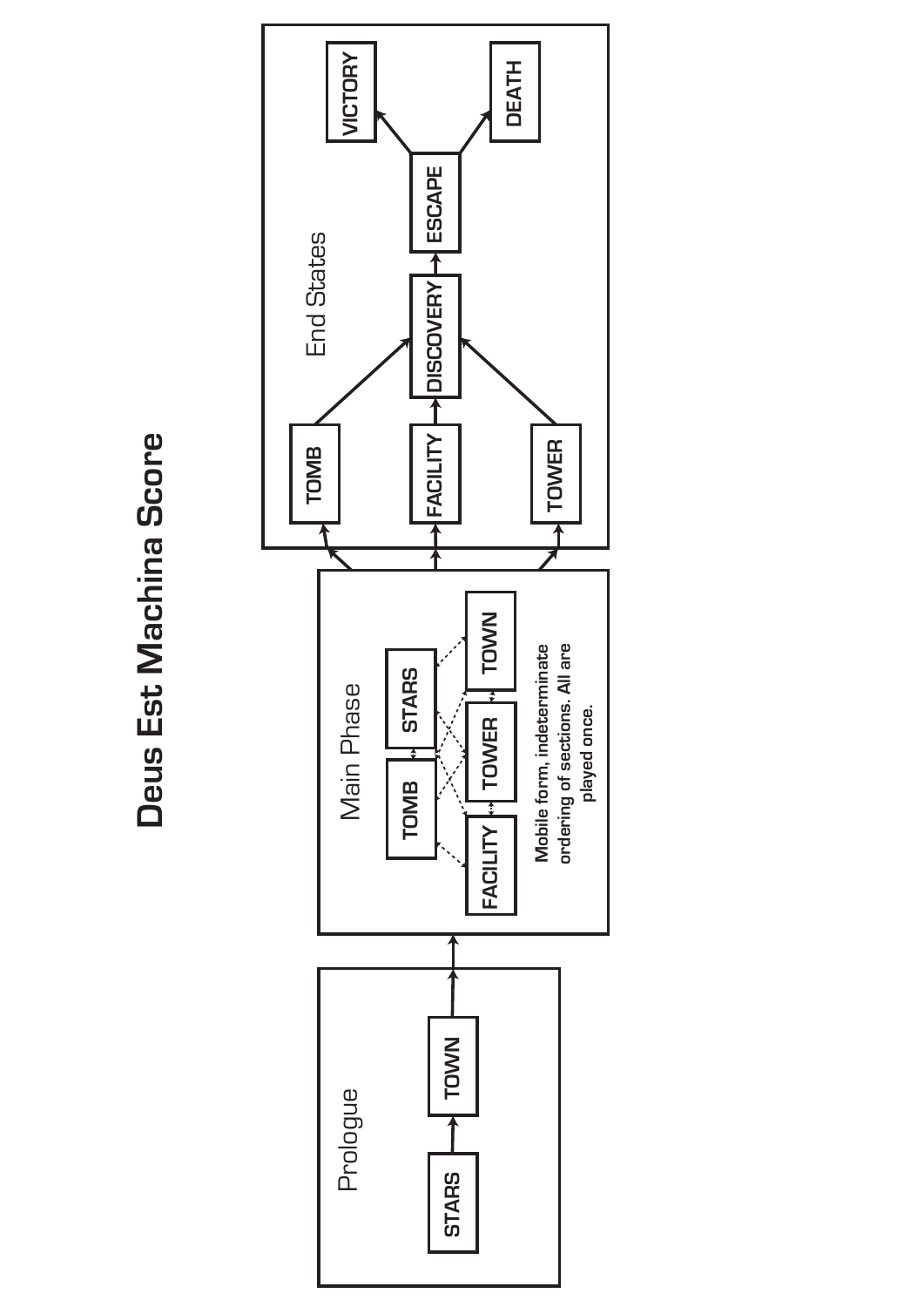# Deus Est Machina Score

## Prologue

STARS → TOWN

## Main Phase

TOMB, STARS, FACILITY, TOWER, TOWN

Mobile form, indeterminate ordering of sections. All are played once.

## End States

TOMB, FACILITY, TOWER → DISCOVERY → ESCAPE → VICTORY / DEATH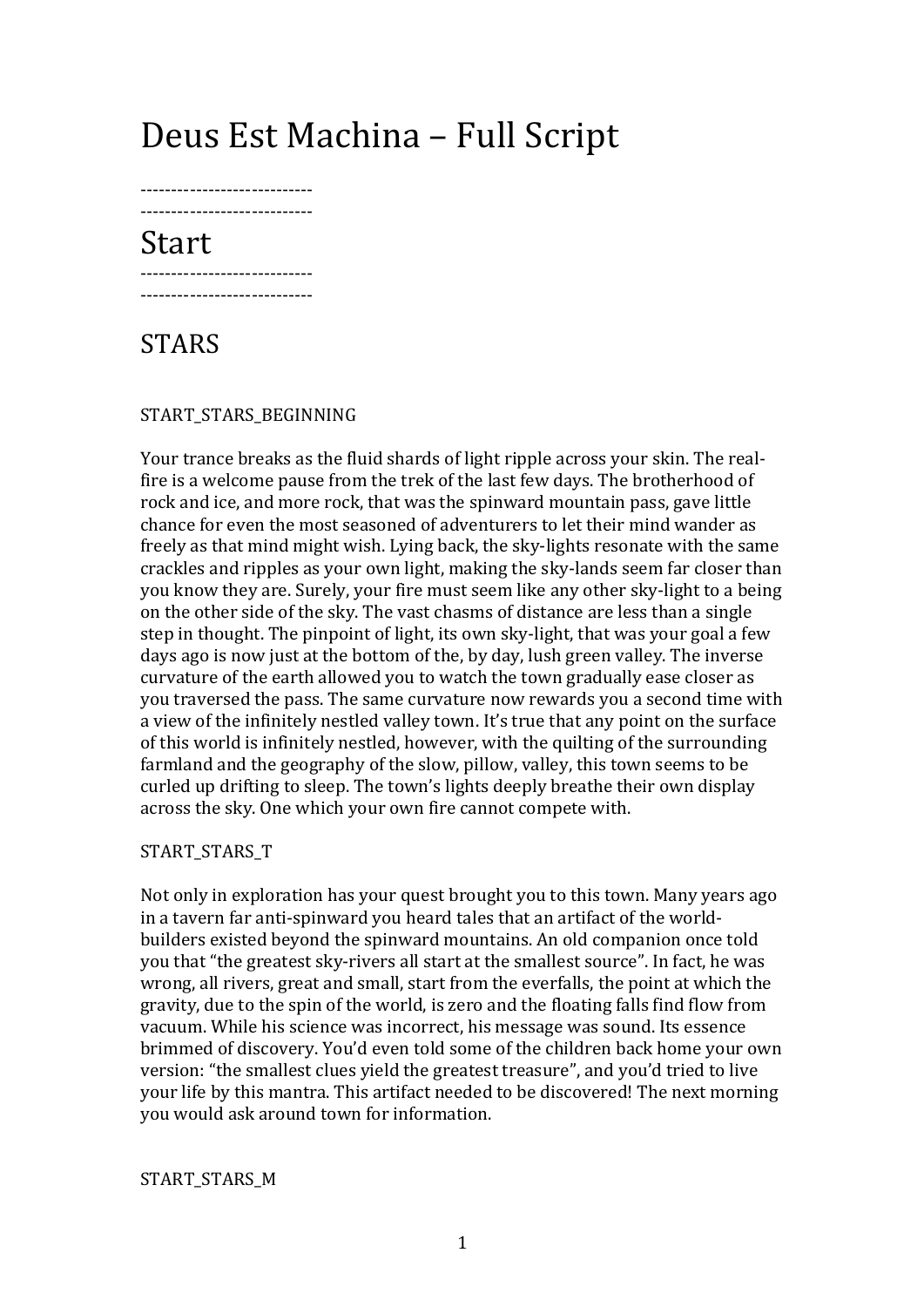# Deus Est Machina – Full Script

----------------------------
----------------------------

# Start

----------------------------
----------------------------

## STARS

START_STARS_BEGINNING

Your trance breaks as the fluid shards of light ripple across your skin. The real-fire is a welcome pause from the trek of the last few days. The brotherhood of rock and ice, and more rock, that was the spinward mountain pass, gave little chance for even the most seasoned of adventurers to let their mind wander as freely as that mind might wish. Lying back, the sky-lights resonate with the same crackles and ripples as your own light, making the sky-lands seem far closer than you know they are. Surely, your fire must seem like any other sky-light to a being on the other side of the sky. The vast chasms of distance are less than a single step in thought. The pinpoint of light, its own sky-light, that was your goal a few days ago is now just at the bottom of the, by day, lush green valley. The inverse curvature of the earth allowed you to watch the town gradually ease closer as you traversed the pass. The same curvature now rewards you a second time with a view of the infinitely nestled valley town. It's true that any point on the surface of this world is infinitely nestled, however, with the quilting of the surrounding farmland and the geography of the slow, pillow, valley, this town seems to be curled up drifting to sleep. The town's lights deeply breathe their own display across the sky. One which your own fire cannot compete with.

START_STARS_T

Not only in exploration has your quest brought you to this town. Many years ago in a tavern far anti-spinward you heard tales that an artifact of the world-builders existed beyond the spinward mountains. An old companion once told you that "the greatest sky-rivers all start at the smallest source". In fact, he was wrong, all rivers, great and small, start from the everfalls, the point at which the gravity, due to the spin of the world, is zero and the floating falls find flow from vacuum. While his science was incorrect, his message was sound. Its essence brimmed of discovery. You'd even told some of the children back home your own version: "the smallest clues yield the greatest treasure", and you'd tried to live your life by this mantra. This artifact needed to be discovered! The next morning you would ask around town for information.

START_STARS_M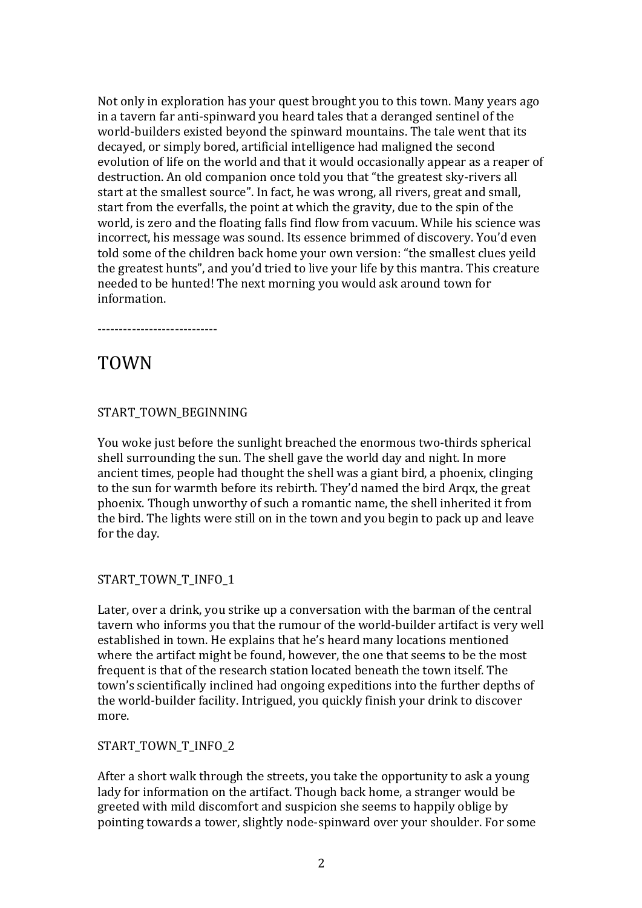Not only in exploration has your quest brought you to this town. Many years ago in a tavern far anti-spinward you heard tales that a deranged sentinel of the world-builders existed beyond the spinward mountains. The tale went that its decayed, or simply bored, artificial intelligence had maligned the second evolution of life on the world and that it would occasionally appear as a reaper of destruction. An old companion once told you that "the greatest sky-rivers all start at the smallest source". In fact, he was wrong, all rivers, great and small, start from the everfalls, the point at which the gravity, due to the spin of the world, is zero and the floating falls find flow from vacuum. While his science was incorrect, his message was sound. Its essence brimmed of discovery. You'd even told some of the children back home your own version: "the smallest clues yeild the greatest hunts", and you'd tried to live your life by this mantra. This creature needed to be hunted! The next morning you would ask around town for information.

----------------------------

# TOWN

START_TOWN_BEGINNING

You woke just before the sunlight breached the enormous two-thirds spherical shell surrounding the sun. The shell gave the world day and night. In more ancient times, people had thought the shell was a giant bird, a phoenix, clinging to the sun for warmth before its rebirth. They'd named the bird Arqx, the great phoenix. Though unworthy of such a romantic name, the shell inherited it from the bird. The lights were still on in the town and you begin to pack up and leave for the day.

START_TOWN_T_INFO_1

Later, over a drink, you strike up a conversation with the barman of the central tavern who informs you that the rumour of the world-builder artifact is very well established in town. He explains that he's heard many locations mentioned where the artifact might be found, however, the one that seems to be the most frequent is that of the research station located beneath the town itself. The town's scientifically inclined had ongoing expeditions into the further depths of the world-builder facility. Intrigued, you quickly finish your drink to discover more.

START_TOWN_T_INFO_2

After a short walk through the streets, you take the opportunity to ask a young lady for information on the artifact. Though back home, a stranger would be greeted with mild discomfort and suspicion she seems to happily oblige by pointing towards a tower, slightly node-spinward over your shoulder. For some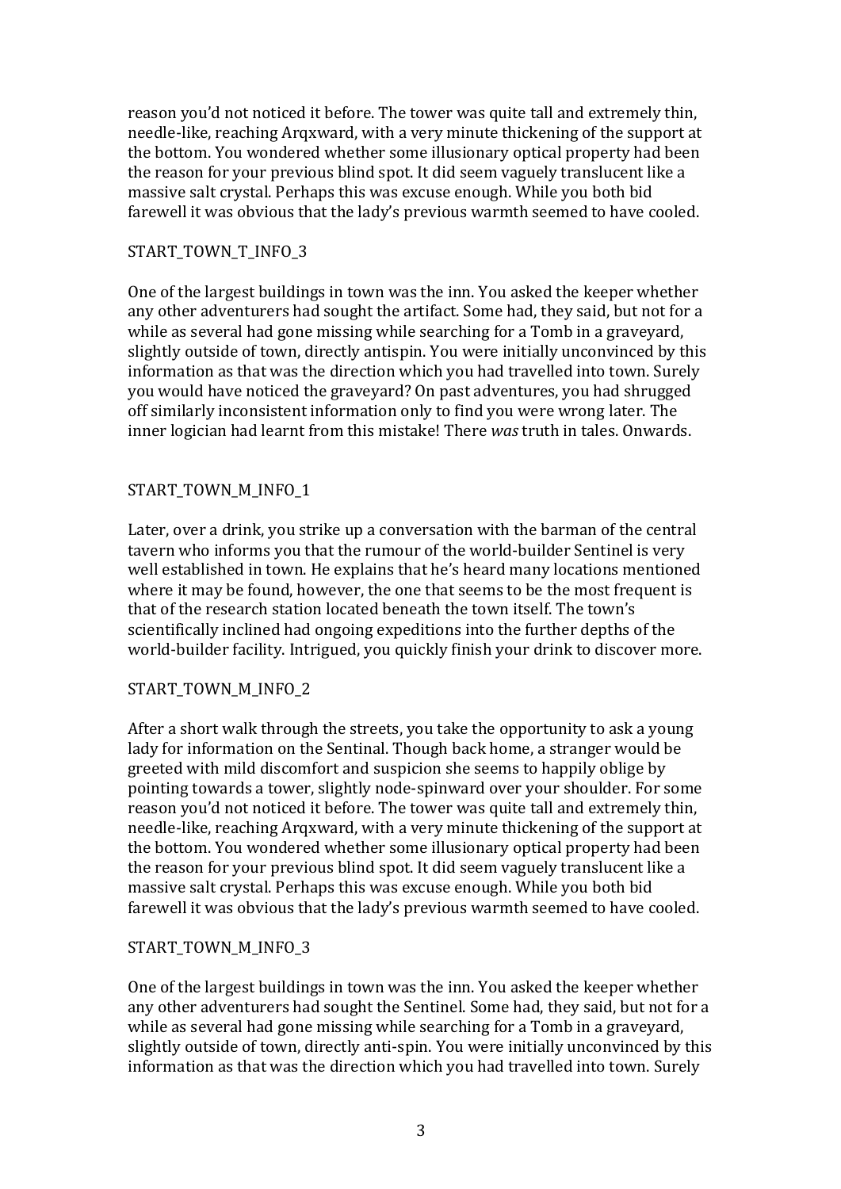reason you'd not noticed it before. The tower was quite tall and extremely thin, needle-like, reaching Arqxward, with a very minute thickening of the support at the bottom. You wondered whether some illusionary optical property had been the reason for your previous blind spot. It did seem vaguely translucent like a massive salt crystal. Perhaps this was excuse enough. While you both bid farewell it was obvious that the lady's previous warmth seemed to have cooled.

START_TOWN_T_INFO_3

One of the largest buildings in town was the inn. You asked the keeper whether any other adventurers had sought the artifact. Some had, they said, but not for a while as several had gone missing while searching for a Tomb in a graveyard, slightly outside of town, directly antispin. You were initially unconvinced by this information as that was the direction which you had travelled into town. Surely you would have noticed the graveyard? On past adventures, you had shrugged off similarly inconsistent information only to find you were wrong later. The inner logician had learnt from this mistake! There *was* truth in tales. Onwards.

START_TOWN_M_INFO_1

Later, over a drink, you strike up a conversation with the barman of the central tavern who informs you that the rumour of the world-builder Sentinel is very well established in town. He explains that he's heard many locations mentioned where it may be found, however, the one that seems to be the most frequent is that of the research station located beneath the town itself. The town's scientifically inclined had ongoing expeditions into the further depths of the world-builder facility. Intrigued, you quickly finish your drink to discover more.

START_TOWN_M_INFO_2

After a short walk through the streets, you take the opportunity to ask a young lady for information on the Sentinal. Though back home, a stranger would be greeted with mild discomfort and suspicion she seems to happily oblige by pointing towards a tower, slightly node-spinward over your shoulder. For some reason you'd not noticed it before. The tower was quite tall and extremely thin, needle-like, reaching Arqxward, with a very minute thickening of the support at the bottom. You wondered whether some illusionary optical property had been the reason for your previous blind spot. It did seem vaguely translucent like a massive salt crystal. Perhaps this was excuse enough. While you both bid farewell it was obvious that the lady's previous warmth seemed to have cooled.

START_TOWN_M_INFO_3

One of the largest buildings in town was the inn. You asked the keeper whether any other adventurers had sought the Sentinel. Some had, they said, but not for a while as several had gone missing while searching for a Tomb in a graveyard, slightly outside of town, directly anti-spin. You were initially unconvinced by this information as that was the direction which you had travelled into town. Surely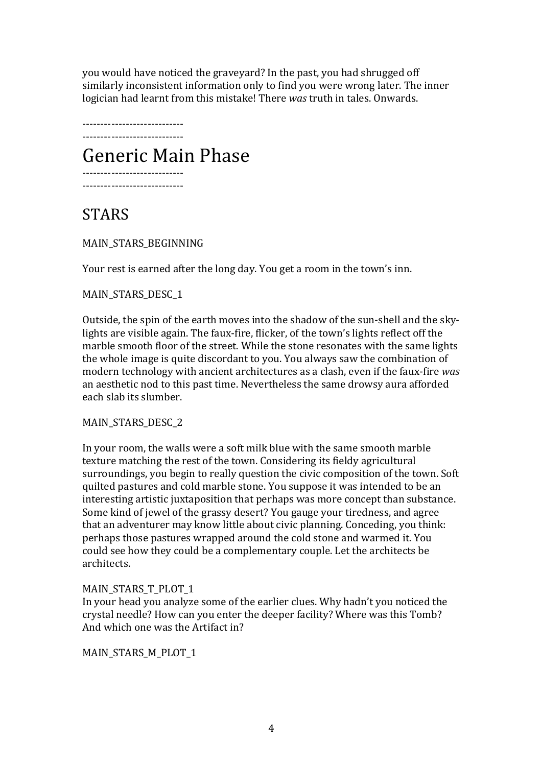you would have noticed the graveyard? In the past, you had shrugged off similarly inconsistent information only to find you were wrong later. The inner logician had learnt from this mistake! There *was* truth in tales. Onwards.

----------------------------
----------------------------

# Generic Main Phase

----------------------------
----------------------------

## STARS

MAIN_STARS_BEGINNING

Your rest is earned after the long day. You get a room in the town's inn.

MAIN_STARS_DESC_1

Outside, the spin of the earth moves into the shadow of the sun-shell and the sky-lights are visible again. The faux-fire, flicker, of the town's lights reflect off the marble smooth floor of the street. While the stone resonates with the same lights the whole image is quite discordant to you. You always saw the combination of modern technology with ancient architectures as a clash, even if the faux-fire *was* an aesthetic nod to this past time. Nevertheless the same drowsy aura afforded each slab its slumber.

MAIN_STARS_DESC_2

In your room, the walls were a soft milk blue with the same smooth marble texture matching the rest of the town. Considering its fieldy agricultural surroundings, you begin to really question the civic composition of the town. Soft quilted pastures and cold marble stone. You suppose it was intended to be an interesting artistic juxtaposition that perhaps was more concept than substance. Some kind of jewel of the grassy desert? You gauge your tiredness, and agree that an adventurer may know little about civic planning. Conceding, you think: perhaps those pastures wrapped around the cold stone and warmed it. You could see how they could be a complementary couple. Let the architects be architects.

MAIN_STARS_T_PLOT_1
In your head you analyze some of the earlier clues. Why hadn't you noticed the crystal needle? How can you enter the deeper facility? Where was this Tomb? And which one was the Artifact in?

MAIN_STARS_M_PLOT_1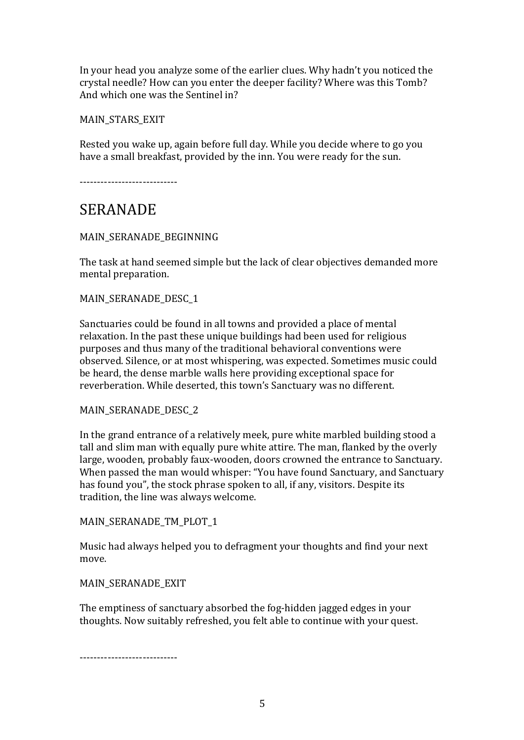In your head you analyze some of the earlier clues. Why hadn't you noticed the crystal needle? How can you enter the deeper facility? Where was this Tomb? And which one was the Sentinel in?

MAIN_STARS_EXIT

Rested you wake up, again before full day. While you decide where to go you have a small breakfast, provided by the inn. You were ready for the sun.

----------------------------

# SERANADE

MAIN_SERANADE_BEGINNING

The task at hand seemed simple but the lack of clear objectives demanded more mental preparation.

MAIN_SERANADE_DESC_1

Sanctuaries could be found in all towns and provided a place of mental relaxation. In the past these unique buildings had been used for religious purposes and thus many of the traditional behavioral conventions were observed. Silence, or at most whispering, was expected. Sometimes music could be heard, the dense marble walls here providing exceptional space for reverberation. While deserted, this town's Sanctuary was no different.

MAIN_SERANADE_DESC_2

In the grand entrance of a relatively meek, pure white marbled building stood a tall and slim man with equally pure white attire. The man, flanked by the overly large, wooden, probably faux-wooden, doors crowned the entrance to Sanctuary. When passed the man would whisper: "You have found Sanctuary, and Sanctuary has found you", the stock phrase spoken to all, if any, visitors. Despite its tradition, the line was always welcome.

MAIN_SERANADE_TM_PLOT_1

Music had always helped you to defragment your thoughts and find your next move.

MAIN_SERANADE_EXIT

The emptiness of sanctuary absorbed the fog-hidden jagged edges in your thoughts. Now suitably refreshed, you felt able to continue with your quest.

----------------------------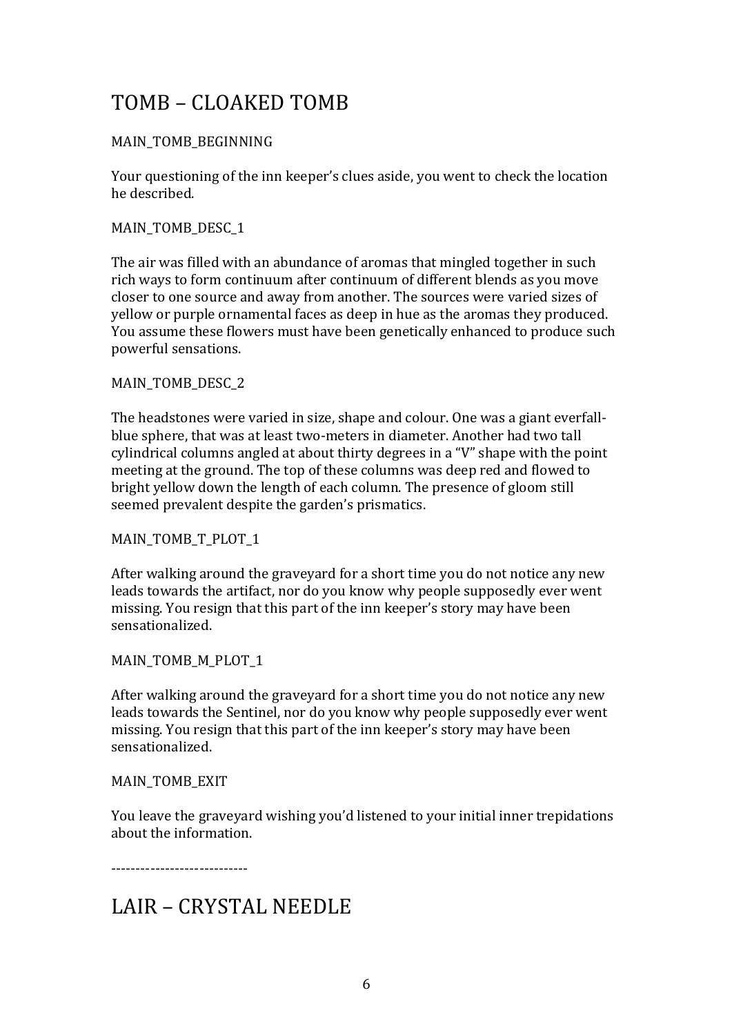# TOMB – CLOAKED TOMB

MAIN_TOMB_BEGINNING

Your questioning of the inn keeper's clues aside, you went to check the location he described.

MAIN_TOMB_DESC_1

The air was filled with an abundance of aromas that mingled together in such rich ways to form continuum after continuum of different blends as you move closer to one source and away from another. The sources were varied sizes of yellow or purple ornamental faces as deep in hue as the aromas they produced. You assume these flowers must have been genetically enhanced to produce such powerful sensations.

MAIN_TOMB_DESC_2

The headstones were varied in size, shape and colour. One was a giant everfall-blue sphere, that was at least two-meters in diameter. Another had two tall cylindrical columns angled at about thirty degrees in a "V" shape with the point meeting at the ground. The top of these columns was deep red and flowed to bright yellow down the length of each column. The presence of gloom still seemed prevalent despite the garden's prismatics.

MAIN_TOMB_T_PLOT_1

After walking around the graveyard for a short time you do not notice any new leads towards the artifact, nor do you know why people supposedly ever went missing. You resign that this part of the inn keeper's story may have been sensationalized.

MAIN_TOMB_M_PLOT_1

After walking around the graveyard for a short time you do not notice any new leads towards the Sentinel, nor do you know why people supposedly ever went missing. You resign that this part of the inn keeper's story may have been sensationalized.

MAIN_TOMB_EXIT

You leave the graveyard wishing you'd listened to your initial inner trepidations about the information.

----------------------------

# LAIR – CRYSTAL NEEDLE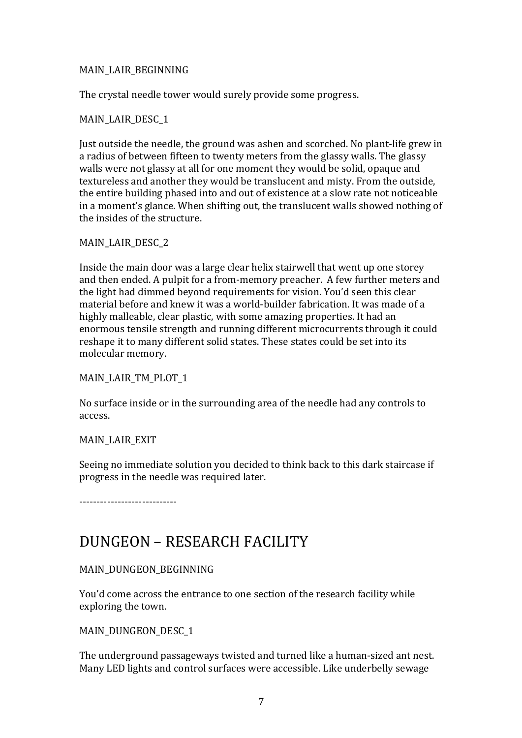MAIN_LAIR_BEGINNING

The crystal needle tower would surely provide some progress.

MAIN_LAIR_DESC_1

Just outside the needle, the ground was ashen and scorched. No plant-life grew in a radius of between fifteen to twenty meters from the glassy walls. The glassy walls were not glassy at all for one moment they would be solid, opaque and textureless and another they would be translucent and misty. From the outside, the entire building phased into and out of existence at a slow rate not noticeable in a moment's glance. When shifting out, the translucent walls showed nothing of the insides of the structure.

MAIN_LAIR_DESC_2

Inside the main door was a large clear helix stairwell that went up one storey and then ended. A pulpit for a from-memory preacher. A few further meters and the light had dimmed beyond requirements for vision. You'd seen this clear material before and knew it was a world-builder fabrication. It was made of a highly malleable, clear plastic, with some amazing properties. It had an enormous tensile strength and running different microcurrents through it could reshape it to many different solid states. These states could be set into its molecular memory.

MAIN_LAIR_TM_PLOT_1

No surface inside or in the surrounding area of the needle had any controls to access.

MAIN_LAIR_EXIT

Seeing no immediate solution you decided to think back to this dark staircase if progress in the needle was required later.

----------------------------

# DUNGEON – RESEARCH FACILITY

MAIN_DUNGEON_BEGINNING

You'd come across the entrance to one section of the research facility while exploring the town.

MAIN_DUNGEON_DESC_1

The underground passageways twisted and turned like a human-sized ant nest. Many LED lights and control surfaces were accessible. Like underbelly sewage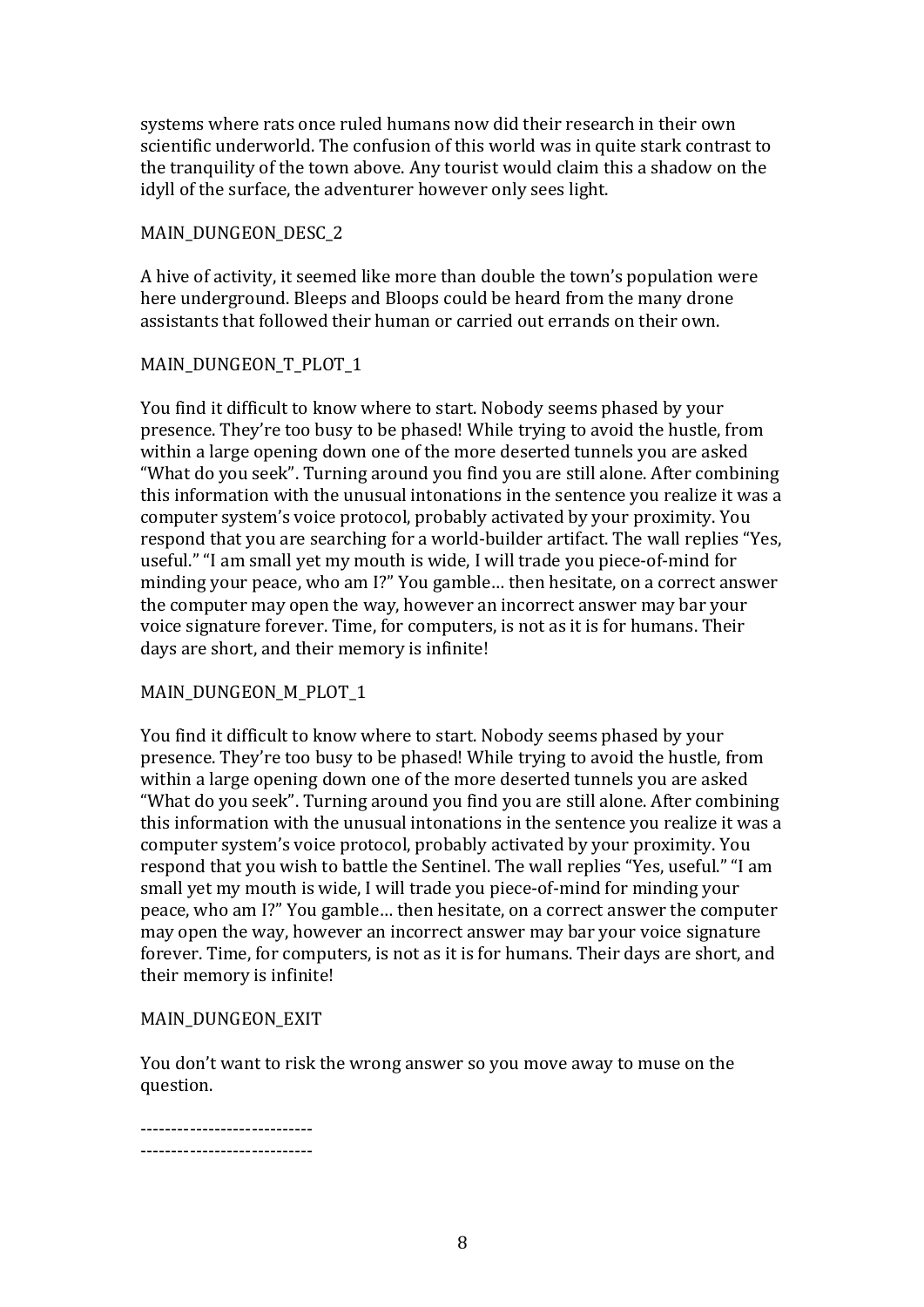systems where rats once ruled humans now did their research in their own scientific underworld. The confusion of this world was in quite stark contrast to the tranquility of the town above. Any tourist would claim this a shadow on the idyll of the surface, the adventurer however only sees light.

MAIN_DUNGEON_DESC_2

A hive of activity, it seemed like more than double the town's population were here underground. Bleeps and Bloops could be heard from the many drone assistants that followed their human or carried out errands on their own.

MAIN_DUNGEON_T_PLOT_1

You find it difficult to know where to start. Nobody seems phased by your presence. They're too busy to be phased! While trying to avoid the hustle, from within a large opening down one of the more deserted tunnels you are asked "What do you seek". Turning around you find you are still alone. After combining this information with the unusual intonations in the sentence you realize it was a computer system's voice protocol, probably activated by your proximity. You respond that you are searching for a world-builder artifact. The wall replies "Yes, useful." "I am small yet my mouth is wide, I will trade you piece-of-mind for minding your peace, who am I?" You gamble… then hesitate, on a correct answer the computer may open the way, however an incorrect answer may bar your voice signature forever. Time, for computers, is not as it is for humans. Their days are short, and their memory is infinite!

MAIN_DUNGEON_M_PLOT_1

You find it difficult to know where to start. Nobody seems phased by your presence. They're too busy to be phased! While trying to avoid the hustle, from within a large opening down one of the more deserted tunnels you are asked "What do you seek". Turning around you find you are still alone. After combining this information with the unusual intonations in the sentence you realize it was a computer system's voice protocol, probably activated by your proximity. You respond that you wish to battle the Sentinel. The wall replies "Yes, useful." "I am small yet my mouth is wide, I will trade you piece-of-mind for minding your peace, who am I?" You gamble… then hesitate, on a correct answer the computer may open the way, however an incorrect answer may bar your voice signature forever. Time, for computers, is not as it is for humans. Their days are short, and their memory is infinite!

MAIN_DUNGEON_EXIT

You don't want to risk the wrong answer so you move away to muse on the question.

----------------------------
----------------------------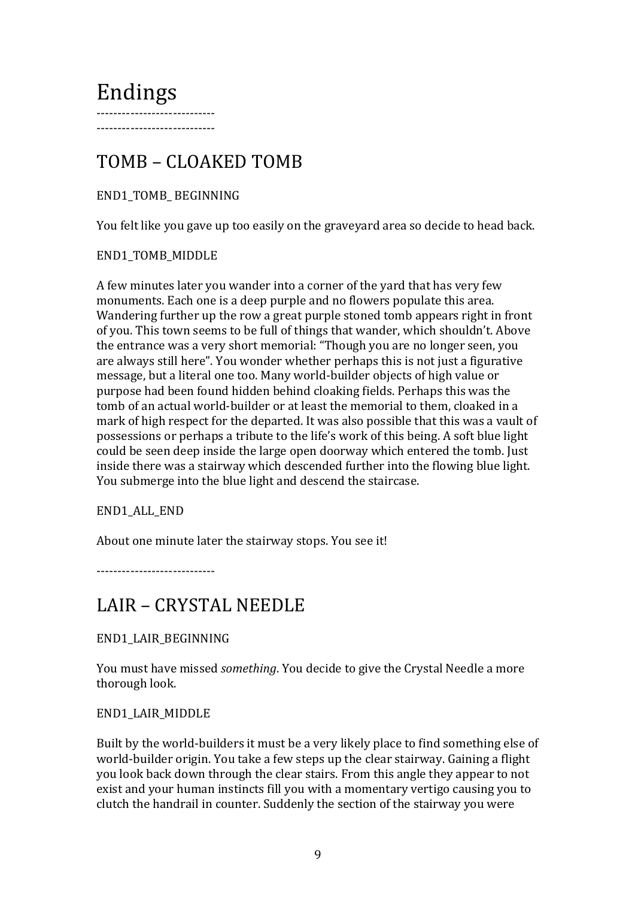# Endings

---------------------------
---------------------------

## TOMB – CLOAKED TOMB

END1_TOMB_ BEGINNING

You felt like you gave up too easily on the graveyard area so decide to head back.

END1_TOMB_MIDDLE

A few minutes later you wander into a corner of the yard that has very few monuments. Each one is a deep purple and no flowers populate this area. Wandering further up the row a great purple stoned tomb appears right in front of you. This town seems to be full of things that wander, which shouldn't. Above the entrance was a very short memorial: "Though you are no longer seen, you are always still here". You wonder whether perhaps this is not just a figurative message, but a literal one too. Many world-builder objects of high value or purpose had been found hidden behind cloaking fields. Perhaps this was the tomb of an actual world-builder or at least the memorial to them, cloaked in a mark of high respect for the departed. It was also possible that this was a vault of possessions or perhaps a tribute to the life's work of this being. A soft blue light could be seen deep inside the large open doorway which entered the tomb. Just inside there was a stairway which descended further into the flowing blue light. You submerge into the blue light and descend the staircase.

END1_ALL_END

About one minute later the stairway stops. You see it!

---------------------------

## LAIR – CRYSTAL NEEDLE

END1_LAIR_BEGINNING

You must have missed *something*. You decide to give the Crystal Needle a more thorough look.

END1_LAIR_MIDDLE

Built by the world-builders it must be a very likely place to find something else of world-builder origin. You take a few steps up the clear stairway. Gaining a flight you look back down through the clear stairs. From this angle they appear to not exist and your human instincts fill you with a momentary vertigo causing you to clutch the handrail in counter. Suddenly the section of the stairway you were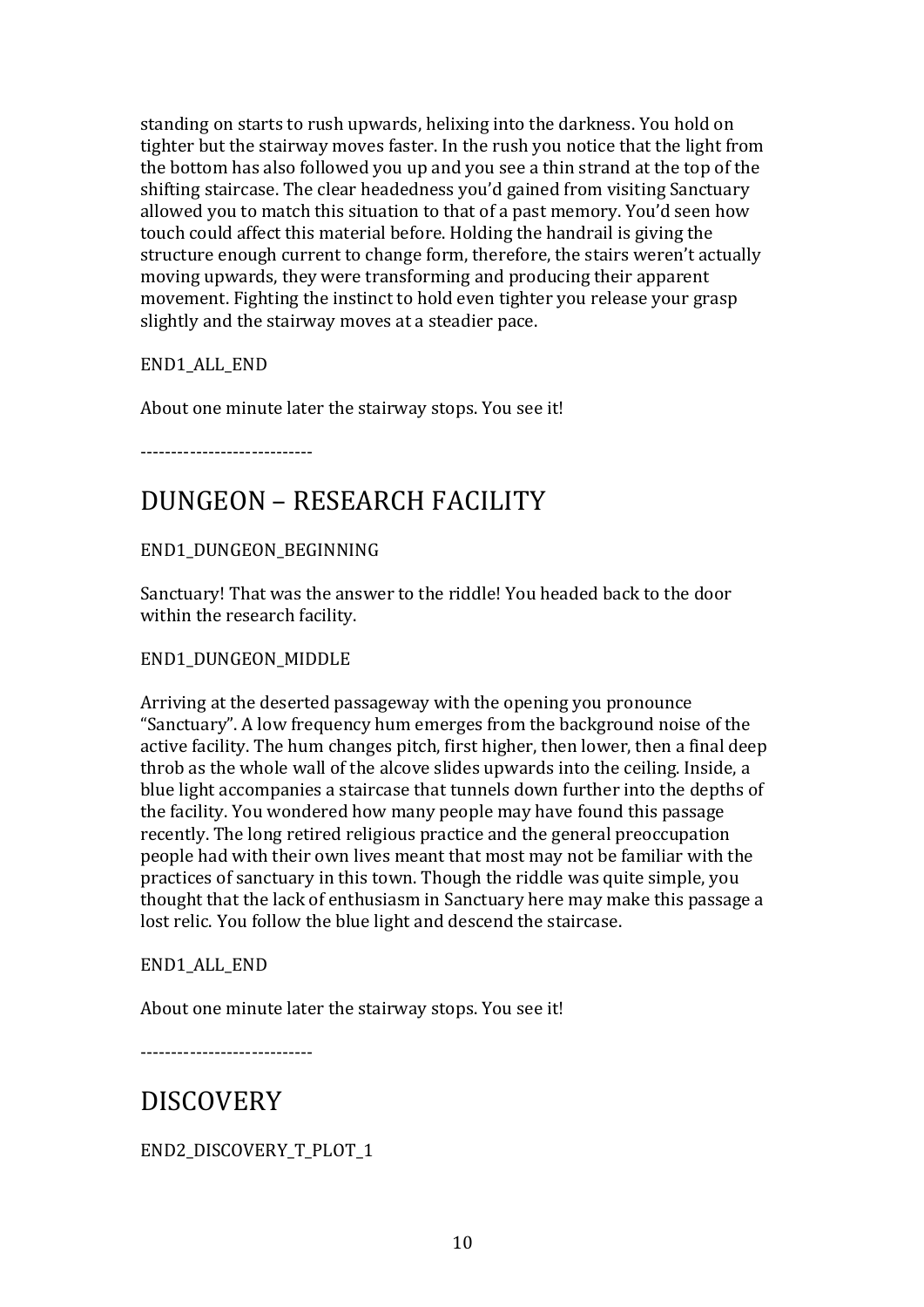standing on starts to rush upwards, helixing into the darkness. You hold on tighter but the stairway moves faster. In the rush you notice that the light from the bottom has also followed you up and you see a thin strand at the top of the shifting staircase. The clear headedness you'd gained from visiting Sanctuary allowed you to match this situation to that of a past memory. You'd seen how touch could affect this material before. Holding the handrail is giving the structure enough current to change form, therefore, the stairs weren't actually moving upwards, they were transforming and producing their apparent movement. Fighting the instinct to hold even tighter you release your grasp slightly and the stairway moves at a steadier pace.

END1_ALL_END

About one minute later the stairway stops. You see it!

----------------------------

# DUNGEON – RESEARCH FACILITY

END1_DUNGEON_BEGINNING

Sanctuary! That was the answer to the riddle! You headed back to the door within the research facility.

END1_DUNGEON_MIDDLE

Arriving at the deserted passageway with the opening you pronounce "Sanctuary". A low frequency hum emerges from the background noise of the active facility. The hum changes pitch, first higher, then lower, then a final deep throb as the whole wall of the alcove slides upwards into the ceiling. Inside, a blue light accompanies a staircase that tunnels down further into the depths of the facility. You wondered how many people may have found this passage recently. The long retired religious practice and the general preoccupation people had with their own lives meant that most may not be familiar with the practices of sanctuary in this town. Though the riddle was quite simple, you thought that the lack of enthusiasm in Sanctuary here may make this passage a lost relic. You follow the blue light and descend the staircase.

END1_ALL_END

About one minute later the stairway stops. You see it!

----------------------------

# DISCOVERY

END2_DISCOVERY_T_PLOT_1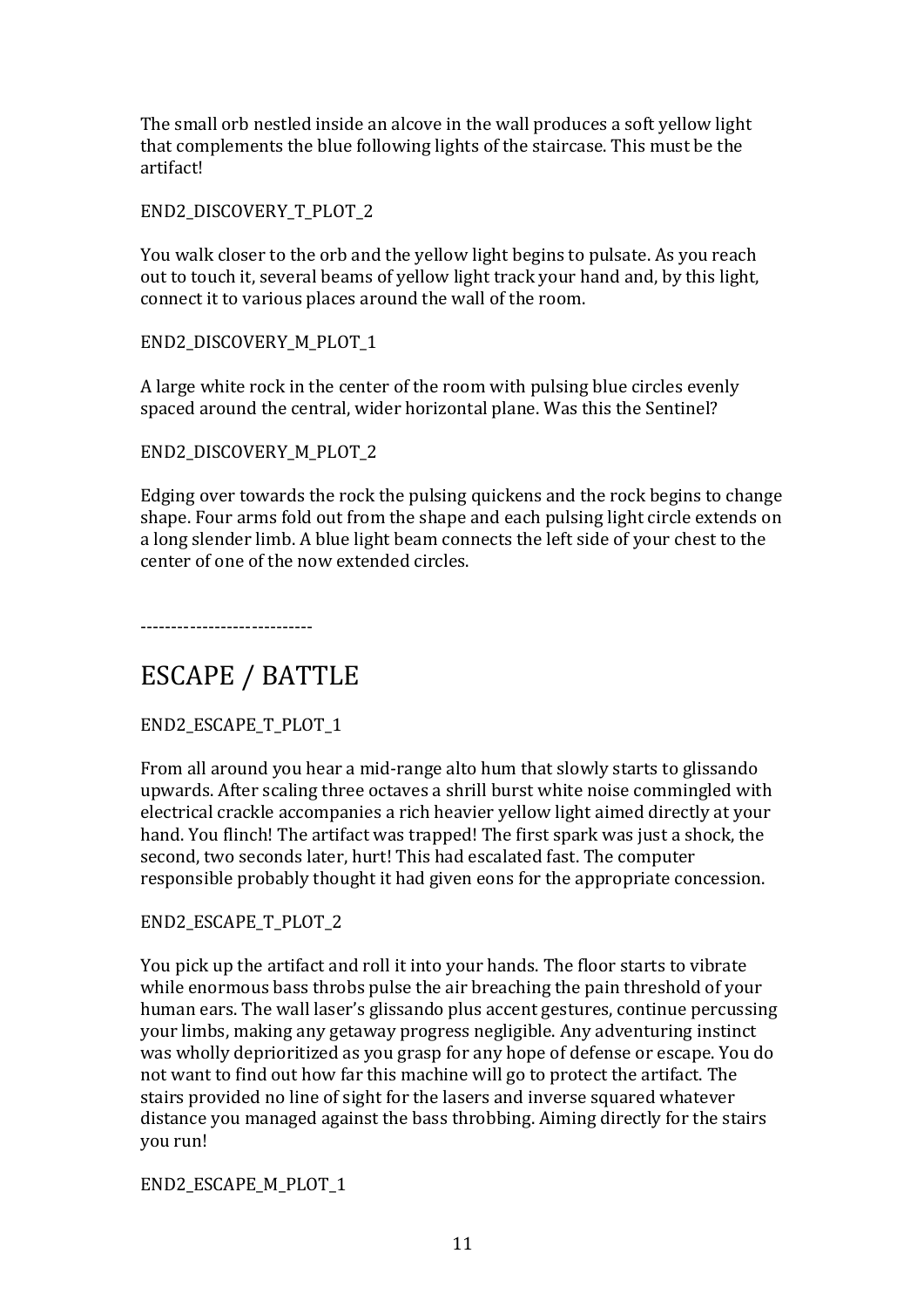The small orb nestled inside an alcove in the wall produces a soft yellow light that complements the blue following lights of the staircase. This must be the artifact!

END2_DISCOVERY_T_PLOT_2

You walk closer to the orb and the yellow light begins to pulsate. As you reach out to touch it, several beams of yellow light track your hand and, by this light, connect it to various places around the wall of the room.

END2_DISCOVERY_M_PLOT_1

A large white rock in the center of the room with pulsing blue circles evenly spaced around the central, wider horizontal plane. Was this the Sentinel?

END2_DISCOVERY_M_PLOT_2

Edging over towards the rock the pulsing quickens and the rock begins to change shape. Four arms fold out from the shape and each pulsing light circle extends on a long slender limb. A blue light beam connects the left side of your chest to the center of one of the now extended circles.

----------------------------

# ESCAPE / BATTLE

END2_ESCAPE_T_PLOT_1

From all around you hear a mid-range alto hum that slowly starts to glissando upwards. After scaling three octaves a shrill burst white noise commingled with electrical crackle accompanies a rich heavier yellow light aimed directly at your hand. You flinch! The artifact was trapped! The first spark was just a shock, the second, two seconds later, hurt! This had escalated fast. The computer responsible probably thought it had given eons for the appropriate concession.

END2_ESCAPE_T_PLOT_2

You pick up the artifact and roll it into your hands. The floor starts to vibrate while enormous bass throbs pulse the air breaching the pain threshold of your human ears. The wall laser's glissando plus accent gestures, continue percussing your limbs, making any getaway progress negligible. Any adventuring instinct was wholly deprioritized as you grasp for any hope of defense or escape. You do not want to find out how far this machine will go to protect the artifact. The stairs provided no line of sight for the lasers and inverse squared whatever distance you managed against the bass throbbing. Aiming directly for the stairs you run!

END2_ESCAPE_M_PLOT_1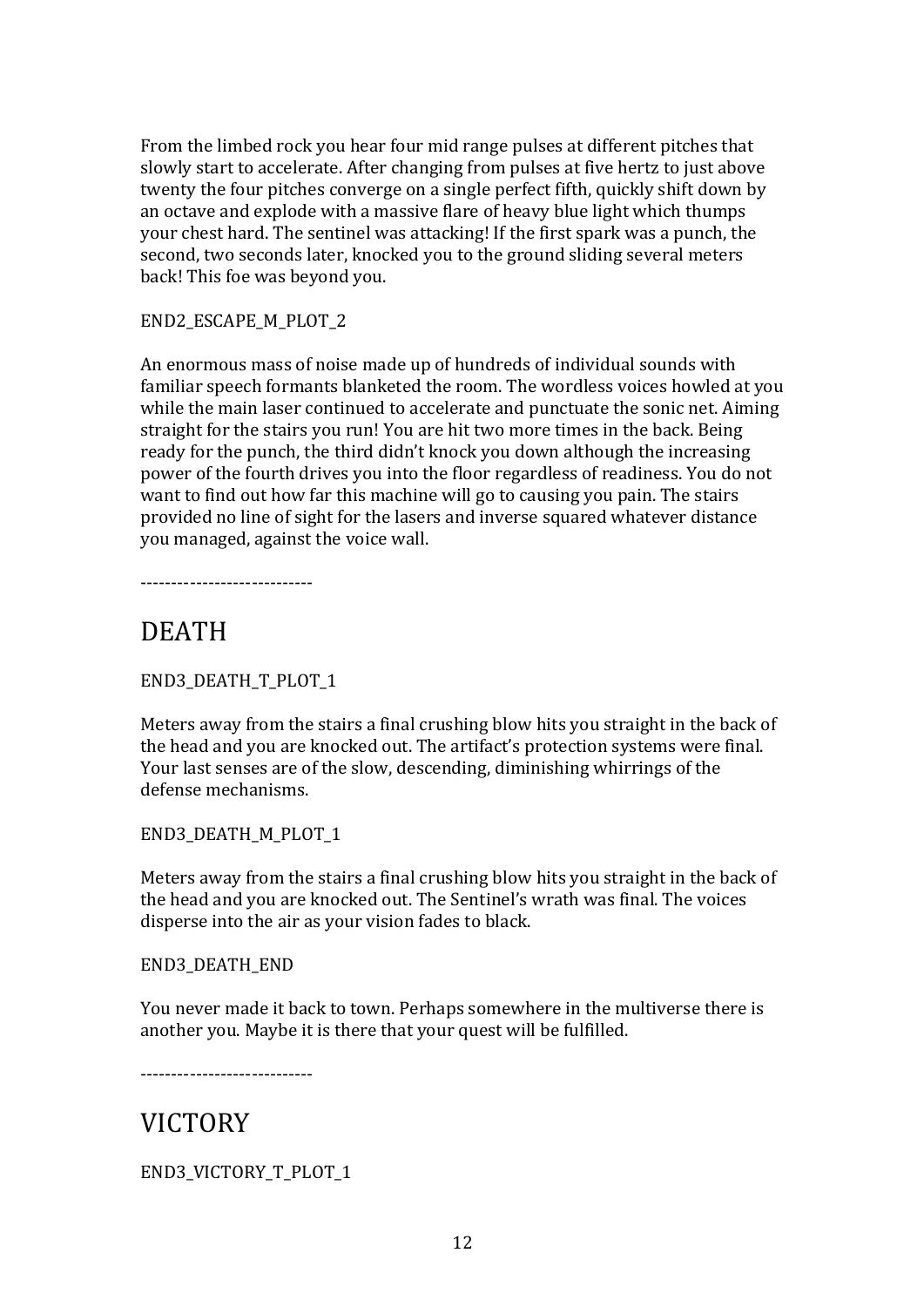From the limbed rock you hear four mid range pulses at different pitches that slowly start to accelerate. After changing from pulses at five hertz to just above twenty the four pitches converge on a single perfect fifth, quickly shift down by an octave and explode with a massive flare of heavy blue light which thumps your chest hard. The sentinel was attacking! If the first spark was a punch, the second, two seconds later, knocked you to the ground sliding several meters back! This foe was beyond you.

END2_ESCAPE_M_PLOT_2

An enormous mass of noise made up of hundreds of individual sounds with familiar speech formants blanketed the room. The wordless voices howled at you while the main laser continued to accelerate and punctuate the sonic net. Aiming straight for the stairs you run! You are hit two more times in the back. Being ready for the punch, the third didn't knock you down although the increasing power of the fourth drives you into the floor regardless of readiness. You do not want to find out how far this machine will go to causing you pain. The stairs provided no line of sight for the lasers and inverse squared whatever distance you managed, against the voice wall.

----------------------------

# DEATH

END3_DEATH_T_PLOT_1

Meters away from the stairs a final crushing blow hits you straight in the back of the head and you are knocked out. The artifact's protection systems were final. Your last senses are of the slow, descending, diminishing whirrings of the defense mechanisms.

END3_DEATH_M_PLOT_1

Meters away from the stairs a final crushing blow hits you straight in the back of the head and you are knocked out. The Sentinel's wrath was final. The voices disperse into the air as your vision fades to black.

END3_DEATH_END

You never made it back to town. Perhaps somewhere in the multiverse there is another you. Maybe it is there that your quest will be fulfilled.

----------------------------

# VICTORY

END3_VICTORY_T_PLOT_1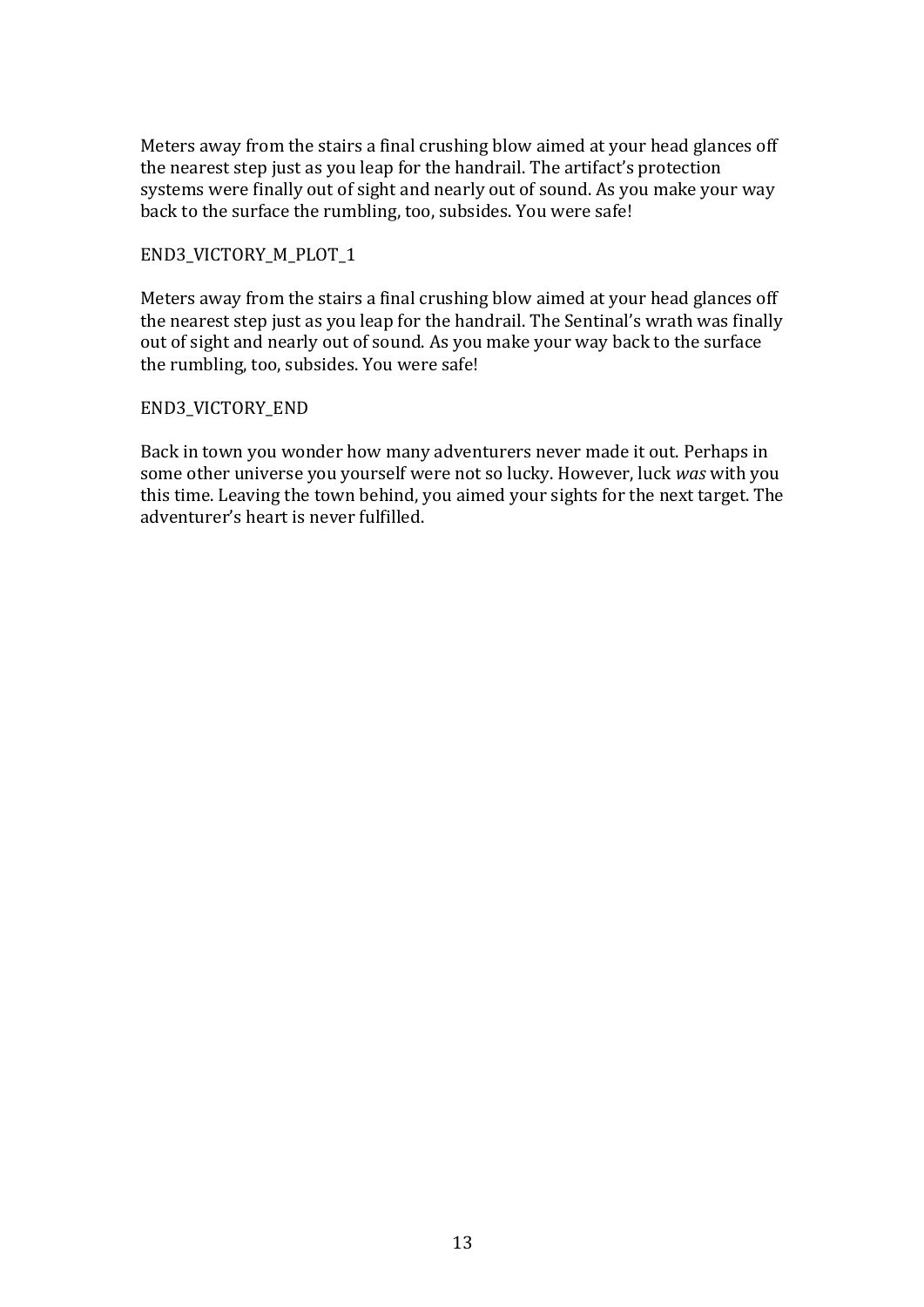Meters away from the stairs a final crushing blow aimed at your head glances off the nearest step just as you leap for the handrail. The artifact's protection systems were finally out of sight and nearly out of sound. As you make your way back to the surface the rumbling, too, subsides. You were safe!

END3_VICTORY_M_PLOT_1

Meters away from the stairs a final crushing blow aimed at your head glances off the nearest step just as you leap for the handrail. The Sentinal's wrath was finally out of sight and nearly out of sound. As you make your way back to the surface the rumbling, too, subsides. You were safe!

END3_VICTORY_END

Back in town you wonder how many adventurers never made it out. Perhaps in some other universe you yourself were not so lucky. However, luck *was* with you this time. Leaving the town behind, you aimed your sights for the next target. The adventurer's heart is never fulfilled.